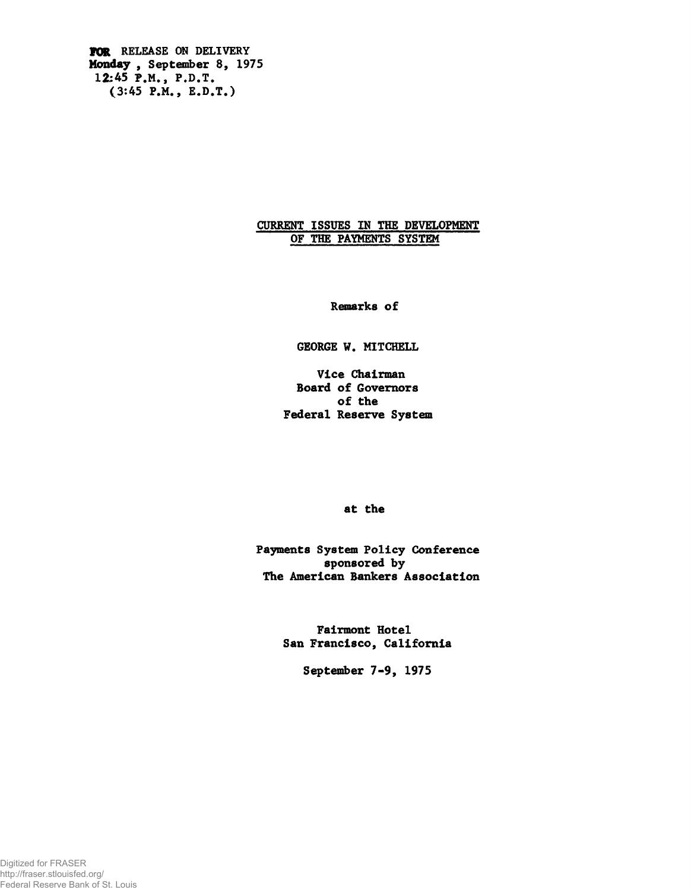FOR RELEASE ON DELIVERY
Monday, September 8, 1975
12:45 P.M., P.D.T.
(3:45 P.M., E.D.T.)

# CURRENT ISSUES IN THE DEVELOPMENT OF THE PAYMENTS SYSTEM

Remarks of

GEORGE W. MITCHELL

Vice Chairman
Board of Governors
of the
Federal Reserve System

at the

Payments System Policy Conference
sponsored by
The American Bankers Association

Fairmont Hotel
San Francisco, California

September 7-9, 1975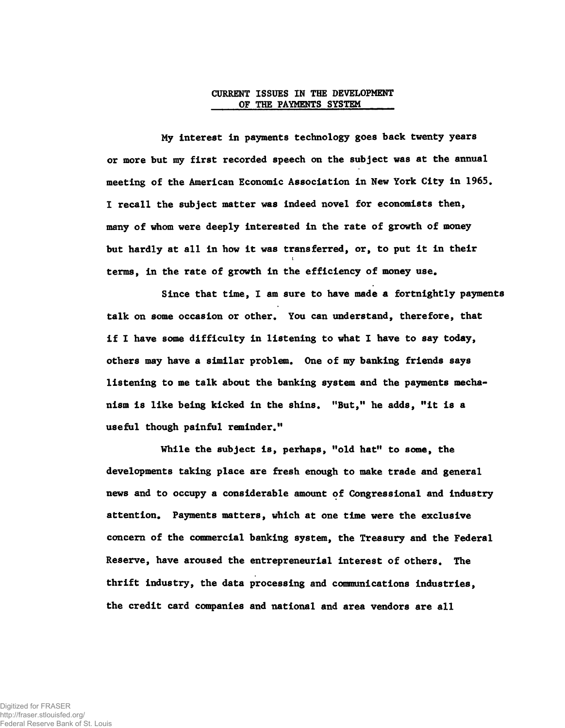# CURRENT ISSUES IN THE DEVELOPMENT OF THE PAYMENTS SYSTEM

My interest in payments technology goes back twenty years or more but my first recorded speech on the subject was at the annual meeting of the American Economic Association in New York City in 1965. I recall the subject matter was indeed novel for economists then, many of whom were deeply interested in the rate of growth of money but hardly at all in how it was transferred, or, to put it in their terms, in the rate of growth in the efficiency of money use.

Since that time, I am sure to have made a fortnightly payments talk on some occasion or other. You can understand, therefore, that if I have some difficulty in listening to what I have to say today, others may have a similar problem. One of my banking friends says listening to me talk about the banking system and the payments mechanism is like being kicked in the shins. "But," he adds, "it is a useful though painful reminder."

While the subject is, perhaps, "old hat" to some, the developments taking place are fresh enough to make trade and general news and to occupy a considerable amount of Congressional and industry attention. Payments matters, which at one time were the exclusive concern of the commercial banking system, the Treasury and the Federal Reserve, have aroused the entrepreneurial interest of others. The thrift industry, the data processing and communications industries, the credit card companies and national and area vendors are all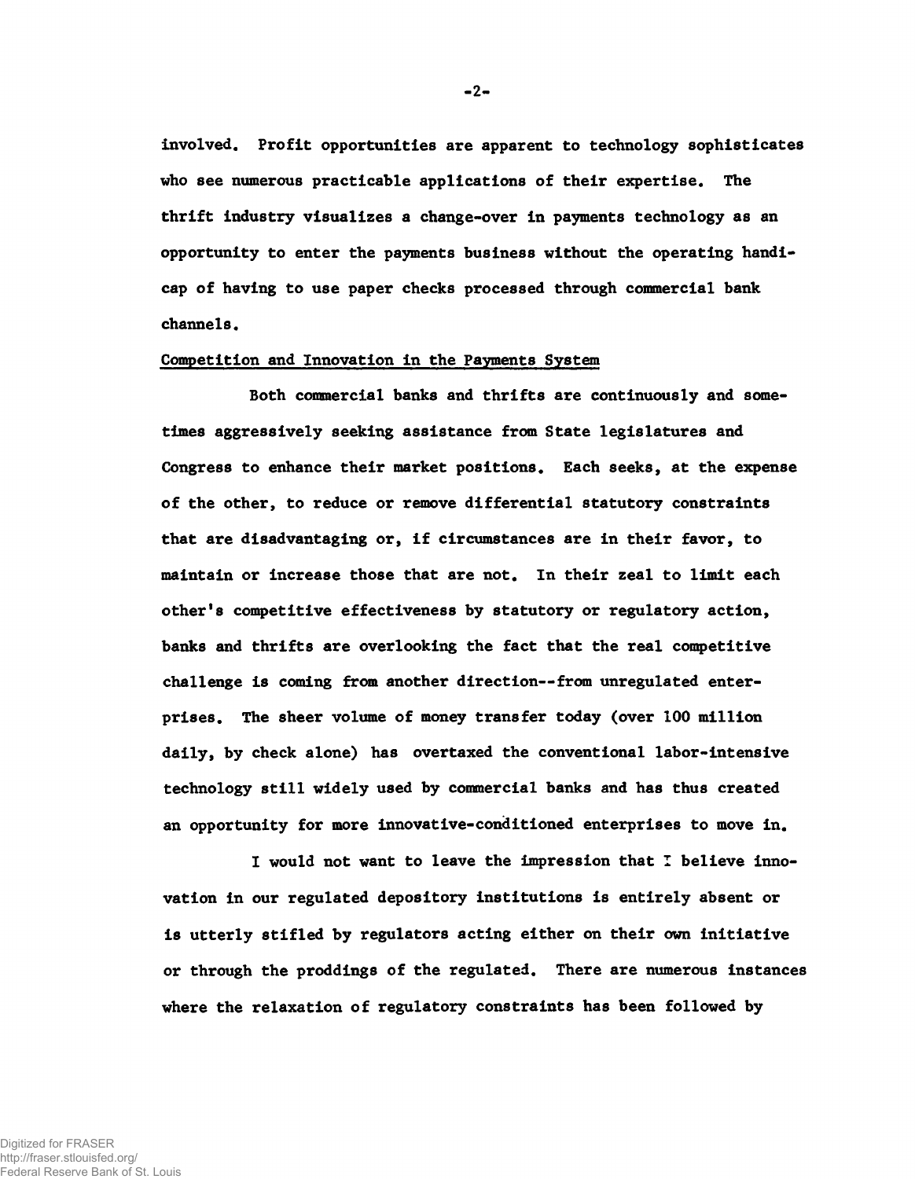involved. Profit opportunities are apparent to technology sophisticates who see numerous practicable applications of their expertise. The thrift industry visualizes a change-over in payments technology as an opportunity to enter the payments business without the operating handicap of having to use paper checks processed through commercial bank channels.

Competition and Innovation in the Payments System

Both commercial banks and thrifts are continuously and sometimes aggressively seeking assistance from State legislatures and Congress to enhance their market positions. Each seeks, at the expense of the other, to reduce or remove differential statutory constraints that are disadvantaging or, if circumstances are in their favor, to maintain or increase those that are not. In their zeal to limit each other's competitive effectiveness by statutory or regulatory action, banks and thrifts are overlooking the fact that the real competitive challenge is coming from another direction--from unregulated enterprises. The sheer volume of money transfer today (over 100 million daily, by check alone) has overtaxed the conventional labor-intensive technology still widely used by commercial banks and has thus created an opportunity for more innovative-conditioned enterprises to move in.

I would not want to leave the impression that I believe innovation in our regulated depository institutions is entirely absent or is utterly stifled by regulators acting either on their own initiative or through the proddings of the regulated. There are numerous instances where the relaxation of regulatory constraints has been followed by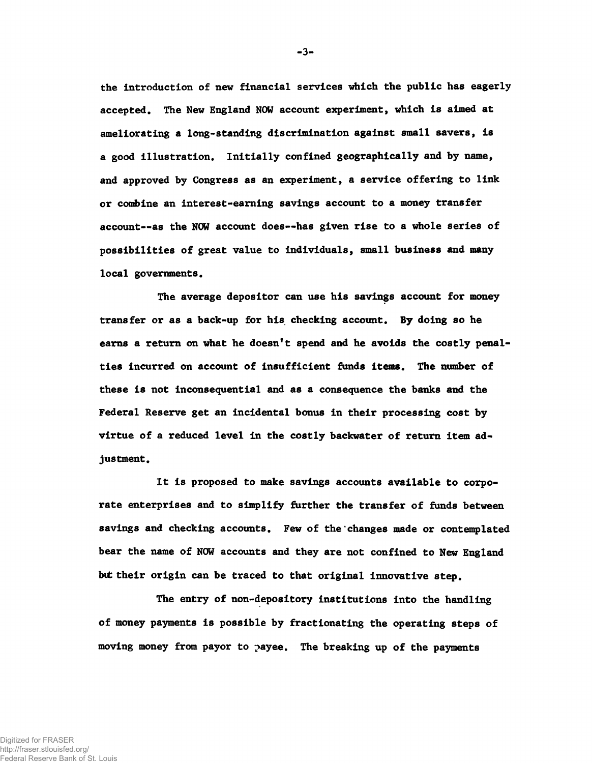the introduction of new financial services which the public has eagerly accepted. The New England NOW account experiment, which is aimed at ameliorating a long-standing discrimination against small savers, is a good illustration. Initially confined geographically and by name, and approved by Congress as an experiment, a service offering to link or combine an interest-earning savings account to a money transfer account--as the NOW account does--has given rise to a whole series of possibilities of great value to individuals, small business and many local governments.

The average depositor can use his savings account for money transfer or as a back-up for his checking account. By doing so he earns a return on what he doesn't spend and he avoids the costly penalties incurred on account of insufficient funds items. The number of these is not inconsequential and as a consequence the banks and the Federal Reserve get an incidental bonus in their processing cost by virtue of a reduced level in the costly backwater of return item adjustment.

It is proposed to make savings accounts available to corporate enterprises and to simplify further the transfer of funds between savings and checking accounts. Few of the changes made or contemplated bear the name of NOW accounts and they are not confined to New England but their origin can be traced to that original innovative step.

The entry of non-depository institutions into the handling of money payments is possible by fractionating the operating steps of moving money from payor to payee. The breaking up of the payments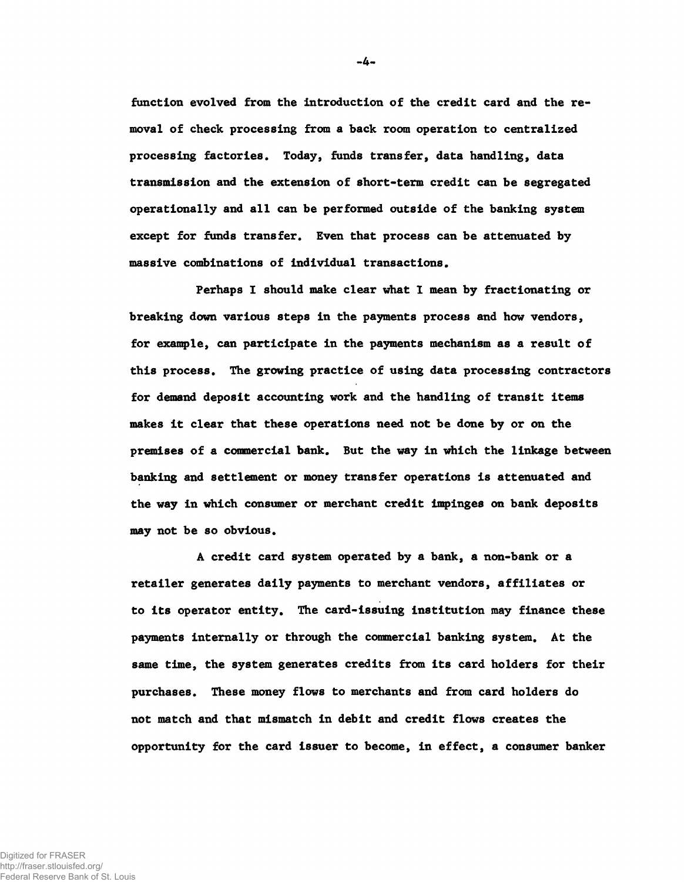function evolved from the introduction of the credit card and the removal of check processing from a back room operation to centralized processing factories. Today, funds transfer, data handling, data transmission and the extension of short-term credit can be segregated operationally and all can be performed outside of the banking system except for funds transfer. Even that process can be attenuated by massive combinations of individual transactions.

Perhaps I should make clear what I mean by fractionating or breaking down various steps in the payments process and how vendors, for example, can participate in the payments mechanism as a result of this process. The growing practice of using data processing contractors for demand deposit accounting work and the handling of transit items makes it clear that these operations need not be done by or on the premises of a commercial bank. But the way in which the linkage between banking and settlement or money transfer operations is attenuated and the way in which consumer or merchant credit impinges on bank deposits may not be so obvious.

A credit card system operated by a bank, a non-bank or a retailer generates daily payments to merchant vendors, affiliates or to its operator entity. The card-issuing institution may finance these payments internally or through the commercial banking system. At the same time, the system generates credits from its card holders for their purchases. These money flows to merchants and from card holders do not match and that mismatch in debit and credit flows creates the opportunity for the card issuer to become, in effect, a consumer banker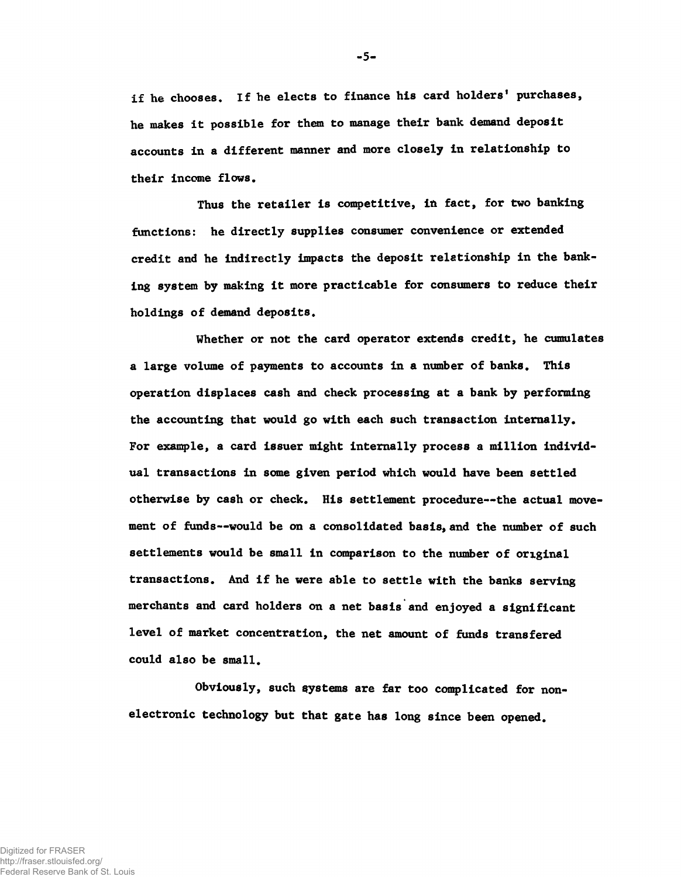if he chooses. If he elects to finance his card holders' purchases, he makes it possible for them to manage their bank demand deposit accounts in a different manner and more closely in relationship to their income flows.

Thus the retailer is competitive, in fact, for two banking functions: he directly supplies consumer convenience or extended credit and he indirectly impacts the deposit relationship in the banking system by making it more practicable for consumers to reduce their holdings of demand deposits.

Whether or not the card operator extends credit, he cumulates a large volume of payments to accounts in a number of banks. This operation displaces cash and check processing at a bank by performing the accounting that would go with each such transaction internally. For example, a card issuer might internally process a million individual transactions in some given period which would have been settled otherwise by cash or check. His settlement procedure--the actual movement of funds--would be on a consolidated basis, and the number of such settlements would be small in comparison to the number of original transactions. And if he were able to settle with the banks serving merchants and card holders on a net basis and enjoyed a significant level of market concentration, the net amount of funds transfered could also be small.

Obviously, such systems are far too complicated for non-electronic technology but that gate has long since been opened.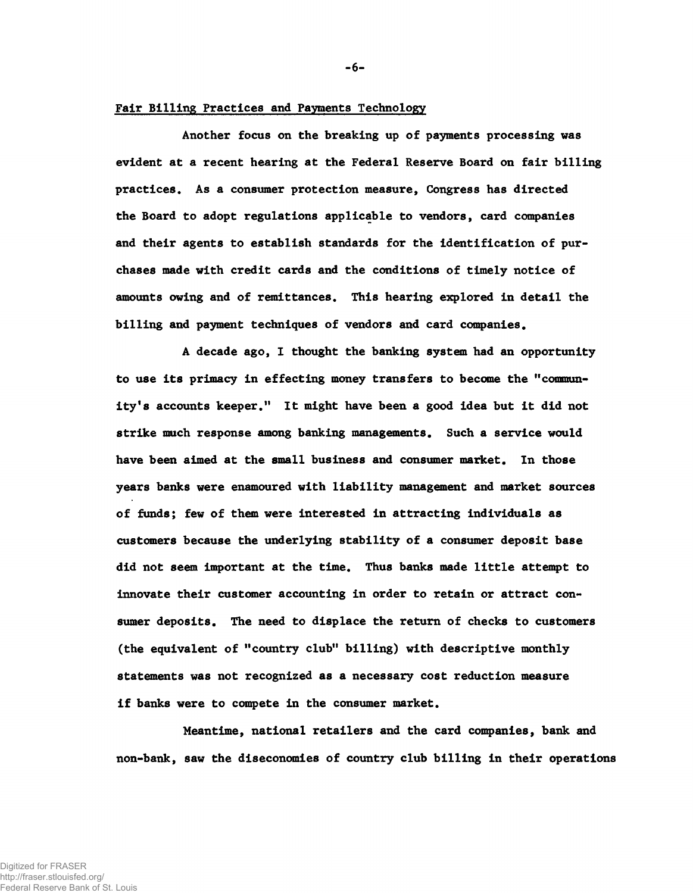## Fair Billing Practices and Payments Technology

Another focus on the breaking up of payments processing was evident at a recent hearing at the Federal Reserve Board on fair billing practices. As a consumer protection measure, Congress has directed the Board to adopt regulations applicable to vendors, card companies and their agents to establish standards for the identification of purchases made with credit cards and the conditions of timely notice of amounts owing and of remittances. This hearing explored in detail the billing and payment techniques of vendors and card companies.

A decade ago, I thought the banking system had an opportunity to use its primacy in effecting money transfers to become the "community's accounts keeper." It might have been a good idea but it did not strike much response among banking managements. Such a service would have been aimed at the small business and consumer market. In those years banks were enamoured with liability management and market sources of funds; few of them were interested in attracting individuals as customers because the underlying stability of a consumer deposit base did not seem important at the time. Thus banks made little attempt to innovate their customer accounting in order to retain or attract consumer deposits. The need to displace the return of checks to customers (the equivalent of "country club" billing) with descriptive monthly statements was not recognized as a necessary cost reduction measure if banks were to compete in the consumer market.

Meantime, national retailers and the card companies, bank and non-bank, saw the diseconomies of country club billing in their operations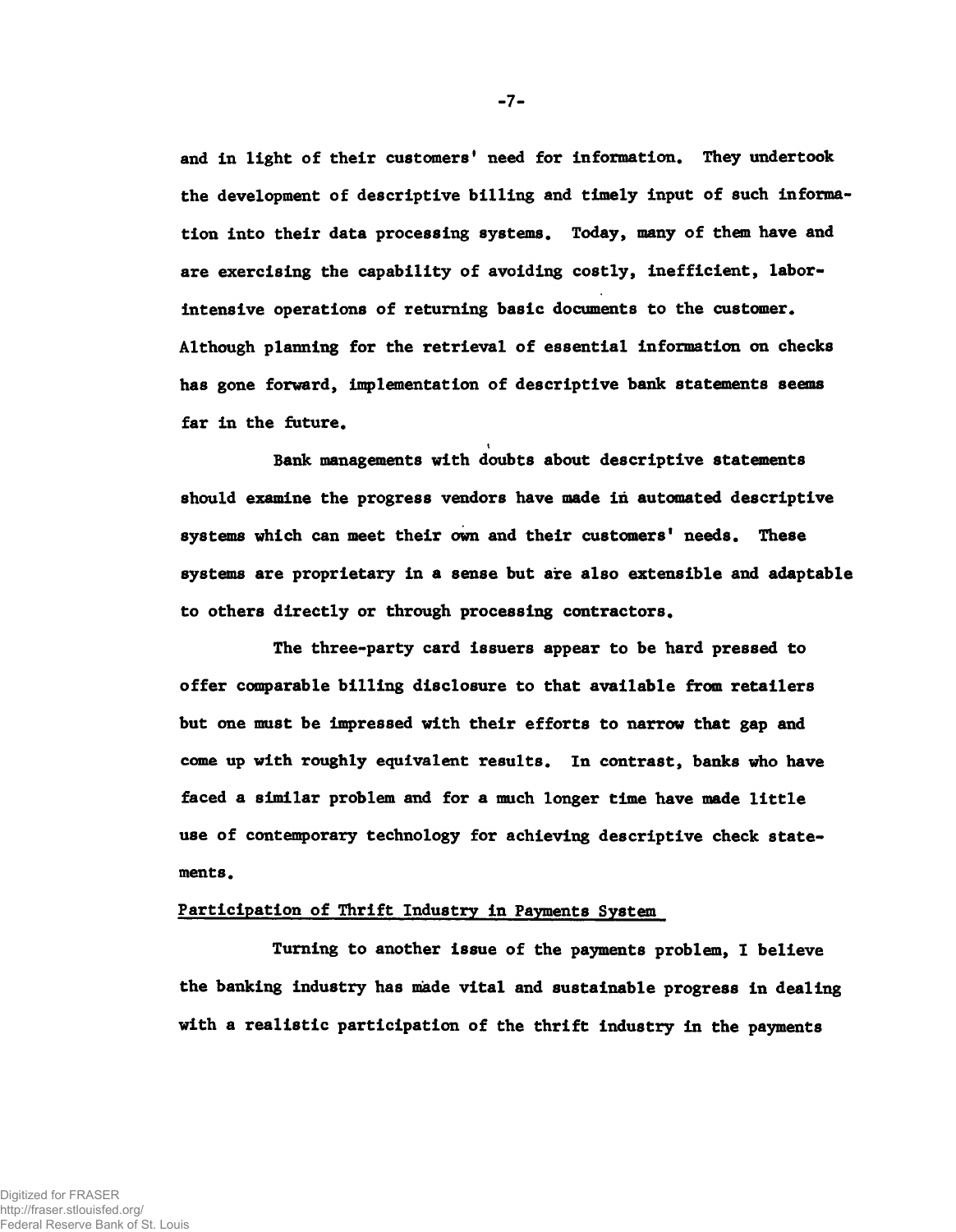and in light of their customers' need for information. They undertook the development of descriptive billing and timely input of such information into their data processing systems. Today, many of them have and are exercising the capability of avoiding costly, inefficient, labor-intensive operations of returning basic documents to the customer. Although planning for the retrieval of essential information on checks has gone forward, implementation of descriptive bank statements seems far in the future.

Bank managements with doubts about descriptive statements should examine the progress vendors have made in automated descriptive systems which can meet their own and their customers' needs. These systems are proprietary in a sense but are also extensible and adaptable to others directly or through processing contractors.

The three-party card issuers appear to be hard pressed to offer comparable billing disclosure to that available from retailers but one must be impressed with their efforts to narrow that gap and come up with roughly equivalent results. In contrast, banks who have faced a similar problem and for a much longer time have made little use of contemporary technology for achieving descriptive check statements.

## Participation of Thrift Industry in Payments System

Turning to another issue of the payments problem, I believe the banking industry has made vital and sustainable progress in dealing with a realistic participation of the thrift industry in the payments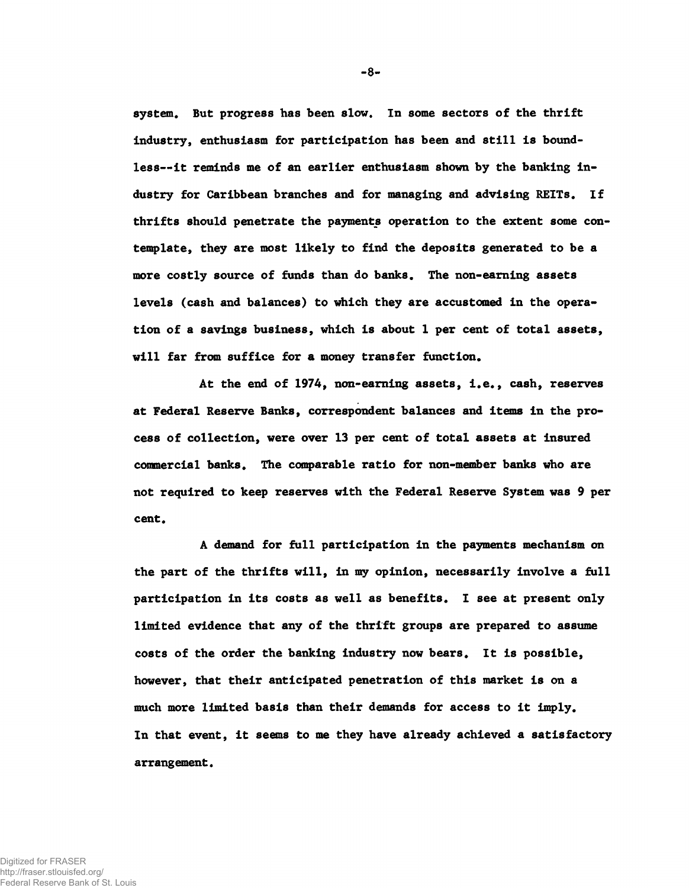system. But progress has been slow. In some sectors of the thrift industry, enthusiasm for participation has been and still is boundless--it reminds me of an earlier enthusiasm shown by the banking industry for Caribbean branches and for managing and advising REITs. If thrifts should penetrate the payments operation to the extent some contemplate, they are most likely to find the deposits generated to be a more costly source of funds than do banks. The non-earning assets levels (cash and balances) to which they are accustomed in the operation of a savings business, which is about 1 per cent of total assets, will far from suffice for a money transfer function.

At the end of 1974, non-earning assets, i.e., cash, reserves at Federal Reserve Banks, correspondent balances and items in the process of collection, were over 13 per cent of total assets at insured commercial banks. The comparable ratio for non-member banks who are not required to keep reserves with the Federal Reserve System was 9 per cent.

A demand for full participation in the payments mechanism on the part of the thrifts will, in my opinion, necessarily involve a full participation in its costs as well as benefits. I see at present only limited evidence that any of the thrift groups are prepared to assume costs of the order the banking industry now bears. It is possible, however, that their anticipated penetration of this market is on a much more limited basis than their demands for access to it imply. In that event, it seems to me they have already achieved a satisfactory arrangement.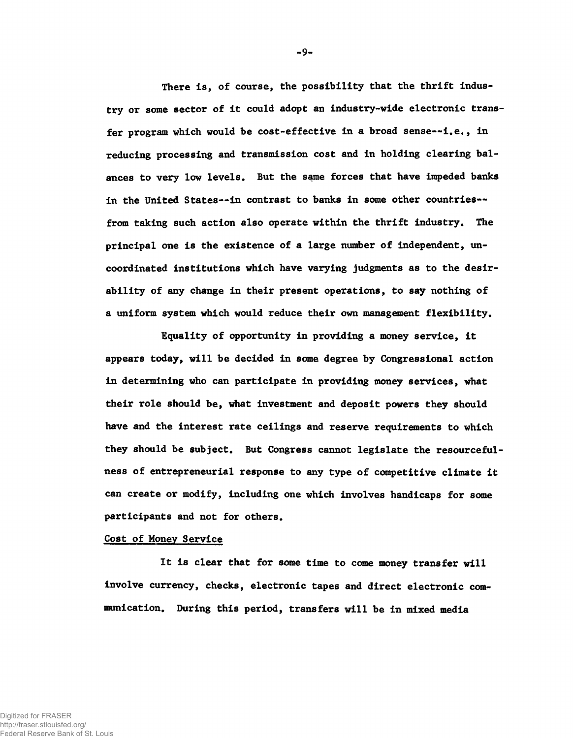There is, of course, the possibility that the thrift industry or some sector of it could adopt an industry-wide electronic transfer program which would be cost-effective in a broad sense--i.e., in reducing processing and transmission cost and in holding clearing balances to very low levels. But the same forces that have impeded banks in the United States--in contrast to banks in some other countries--from taking such action also operate within the thrift industry. The principal one is the existence of a large number of independent, uncoordinated institutions which have varying judgments as to the desirability of any change in their present operations, to say nothing of a uniform system which would reduce their own management flexibility.

Equality of opportunity in providing a money service, it appears today, will be decided in some degree by Congressional action in determining who can participate in providing money services, what their role should be, what investment and deposit powers they should have and the interest rate ceilings and reserve requirements to which they should be subject. But Congress cannot legislate the resourcefulness of entrepreneurial response to any type of competitive climate it can create or modify, including one which involves handicaps for some participants and not for others.

Cost of Money Service

It is clear that for some time to come money transfer will involve currency, checks, electronic tapes and direct electronic communication. During this period, transfers will be in mixed media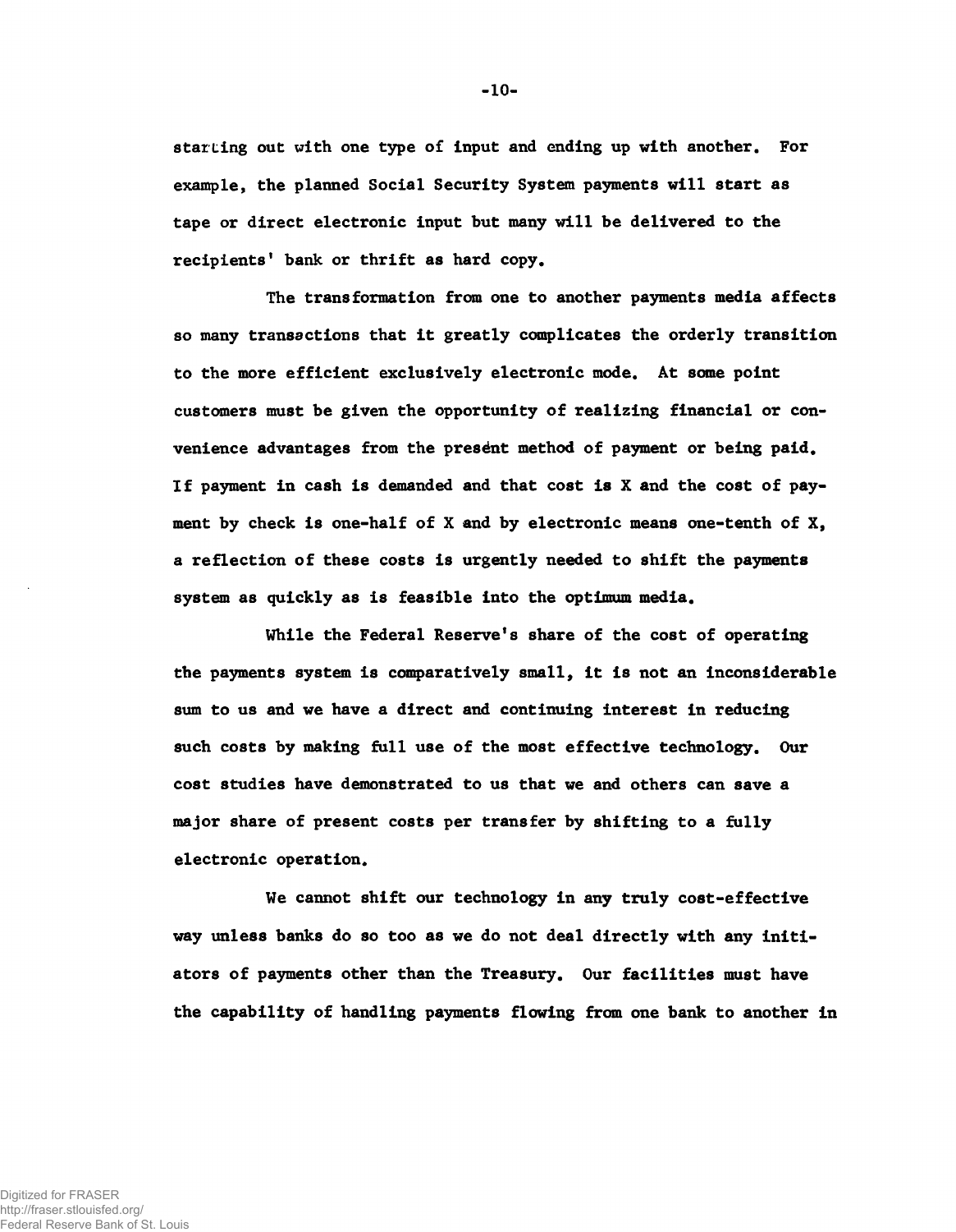starting out with one type of input and ending up with another. For example, the planned Social Security System payments will start as tape or direct electronic input but many will be delivered to the recipients' bank or thrift as hard copy.

The transformation from one to another payments media affects so many transactions that it greatly complicates the orderly transition to the more efficient exclusively electronic mode. At some point customers must be given the opportunity of realizing financial or convenience advantages from the present method of payment or being paid. If payment in cash is demanded and that cost is X and the cost of payment by check is one-half of X and by electronic means one-tenth of X, a reflection of these costs is urgently needed to shift the payments system as quickly as is feasible into the optimum media.

While the Federal Reserve's share of the cost of operating the payments system is comparatively small, it is not an inconsiderable sum to us and we have a direct and continuing interest in reducing such costs by making full use of the most effective technology. Our cost studies have demonstrated to us that we and others can save a major share of present costs per transfer by shifting to a fully electronic operation.

We cannot shift our technology in any truly cost-effective way unless banks do so too as we do not deal directly with any initiators of payments other than the Treasury. Our facilities must have the capability of handling payments flowing from one bank to another in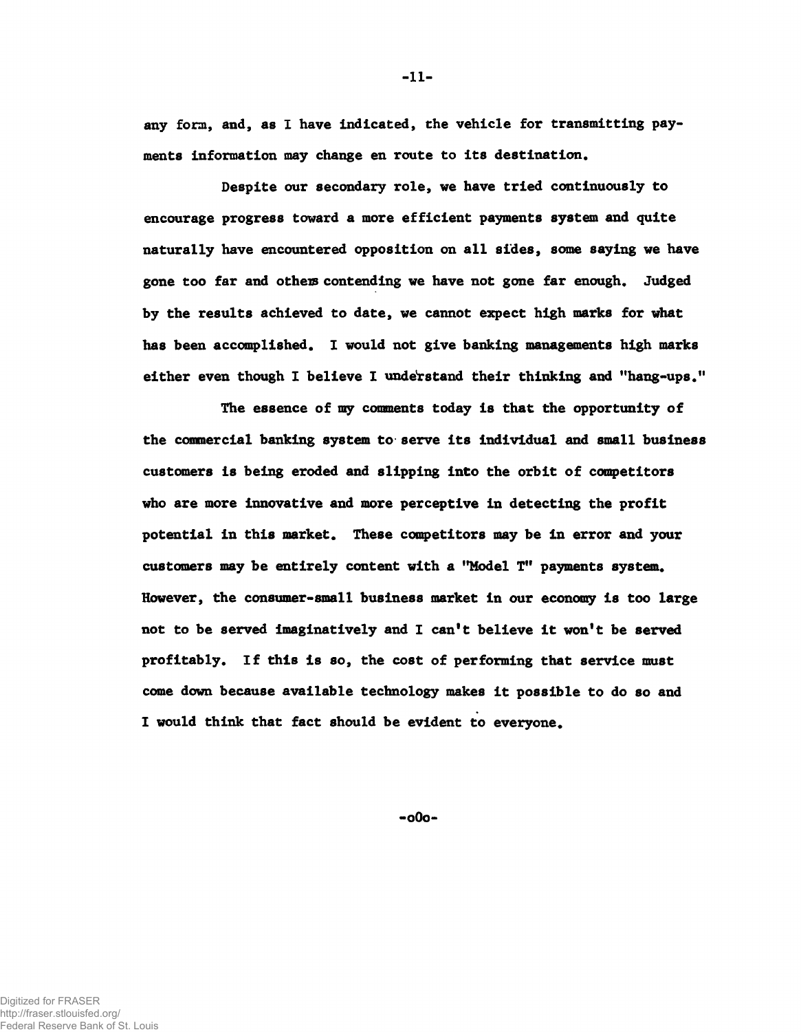any form, and, as I have indicated, the vehicle for transmitting payments information may change en route to its destination.

Despite our secondary role, we have tried continuously to encourage progress toward a more efficient payments system and quite naturally have encountered opposition on all sides, some saying we have gone too far and others contending we have not gone far enough. Judged by the results achieved to date, we cannot expect high marks for what has been accomplished. I would not give banking managements high marks either even though I believe I understand their thinking and "hang-ups."

The essence of my comments today is that the opportunity of the commercial banking system to serve its individual and small business customers is being eroded and slipping into the orbit of competitors who are more innovative and more perceptive in detecting the profit potential in this market. These competitors may be in error and your customers may be entirely content with a "Model T" payments system. However, the consumer-small business market in our economy is too large not to be served imaginatively and I can't believe it won't be served profitably. If this is so, the cost of performing that service must come down because available technology makes it possible to do so and I would think that fact should be evident to everyone.

-o0o-